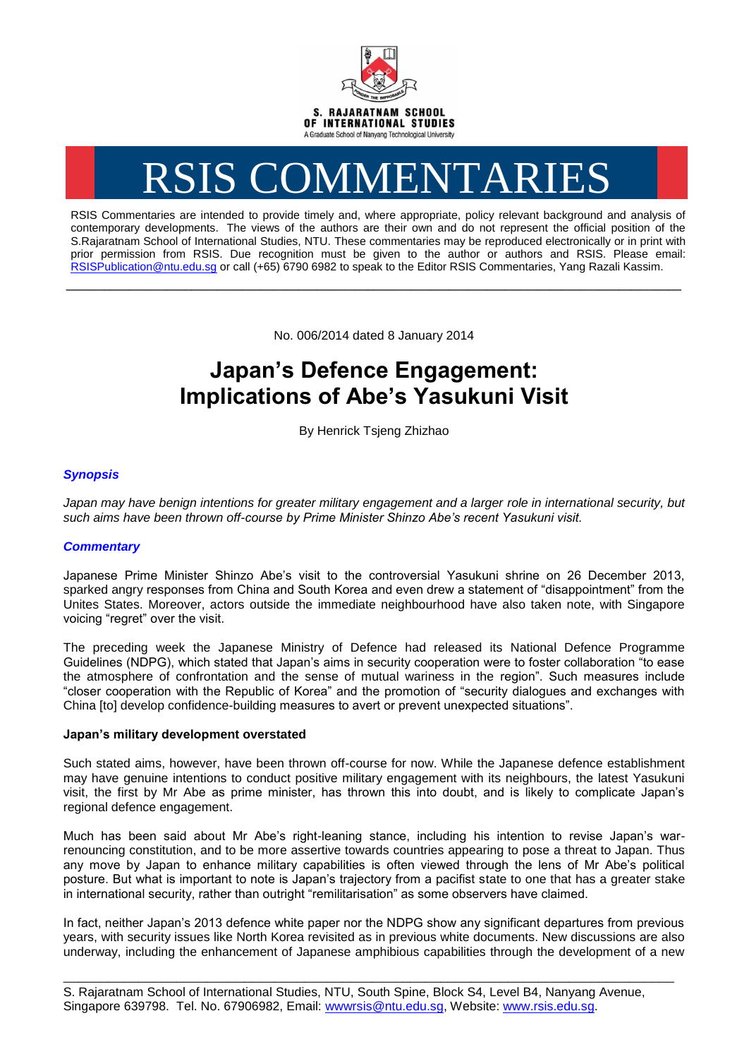S. RAJARATNAM SCHOOL OF INTERNATIONAL STUDIES

A Graduate School of Nanyang Technological University

# RSIS COMMENTARIES

RSIS Commentaries are intended to provide timely and, where appropriate, policy relevant background and analysis of contemporary developments. The views of the authors are their own and do not represent the official position of the S.Rajaratnam School of International Studies, NTU. These commentaries may be reproduced electronically or in print with prior permission from RSIS. Due recognition must be given to the author or authors and RSIS. Please email: RSISPublication@ntu.edu.sg or call (+65) 6790 6982 to speak to the Editor RSIS Commentaries, Yang Razali Kassim.

---

No. 006/2014 dated 8 January 2014

# Japan's Defence Engagement: Implications of Abe's Yasukuni Visit

By Henrick Tsjeng Zhizhao

## *Synopsis*

*Japan may have benign intentions for greater military engagement and a larger role in international security, but such aims have been thrown off-course by Prime Minister Shinzo Abe's recent Yasukuni visit.*

## *Commentary*

Japanese Prime Minister Shinzo Abe's visit to the controversial Yasukuni shrine on 26 December 2013, sparked angry responses from China and South Korea and even drew a statement of "disappointment" from the Unites States. Moreover, actors outside the immediate neighbourhood have also taken note, with Singapore voicing "regret" over the visit.

The preceding week the Japanese Ministry of Defence had released its National Defence Programme Guidelines (NDPG), which stated that Japan's aims in security cooperation were to foster collaboration "to ease the atmosphere of confrontation and the sense of mutual wariness in the region". Such measures include "closer cooperation with the Republic of Korea" and the promotion of "security dialogues and exchanges with China [to] develop confidence-building measures to avert or prevent unexpected situations".

### Japan's military development overstated

Such stated aims, however, have been thrown off-course for now. While the Japanese defence establishment may have genuine intentions to conduct positive military engagement with its neighbours, the latest Yasukuni visit, the first by Mr Abe as prime minister, has thrown this into doubt, and is likely to complicate Japan's regional defence engagement.

Much has been said about Mr Abe's right-leaning stance, including his intention to revise Japan's war-renouncing constitution, and to be more assertive towards countries appearing to pose a threat to Japan. Thus any move by Japan to enhance military capabilities is often viewed through the lens of Mr Abe's political posture. But what is important to note is Japan's trajectory from a pacifist state to one that has a greater stake in international security, rather than outright "remilitarisation" as some observers have claimed.

In fact, neither Japan's 2013 defence white paper nor the NDPG show any significant departures from previous years, with security issues like North Korea revisited as in previous white documents. New discussions are also underway, including the enhancement of Japanese amphibious capabilities through the development of a new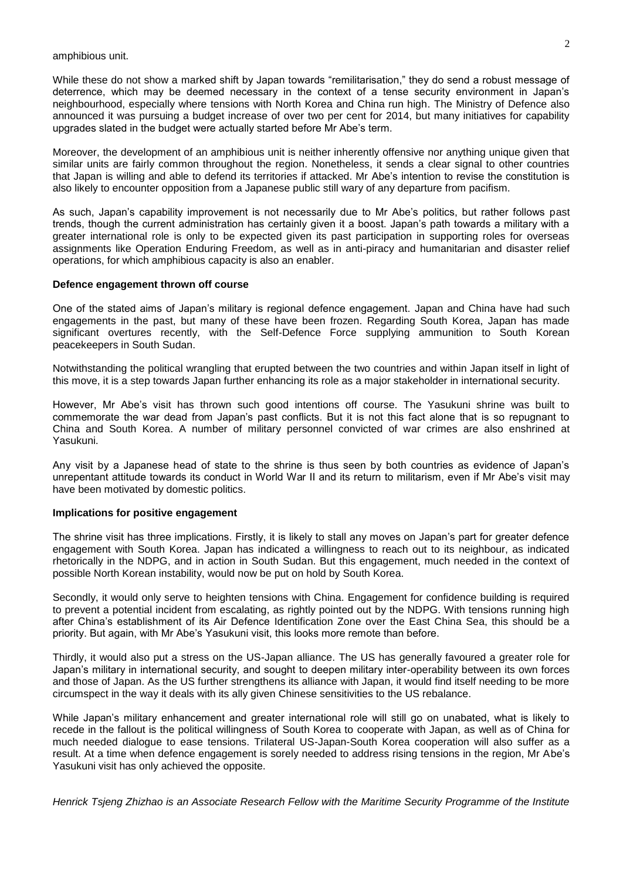amphibious unit.

While these do not show a marked shift by Japan towards "remilitarisation," they do send a robust message of deterrence, which may be deemed necessary in the context of a tense security environment in Japan's neighbourhood, especially where tensions with North Korea and China run high. The Ministry of Defence also announced it was pursuing a budget increase of over two per cent for 2014, but many initiatives for capability upgrades slated in the budget were actually started before Mr Abe's term.

Moreover, the development of an amphibious unit is neither inherently offensive nor anything unique given that similar units are fairly common throughout the region. Nonetheless, it sends a clear signal to other countries that Japan is willing and able to defend its territories if attacked. Mr Abe's intention to revise the constitution is also likely to encounter opposition from a Japanese public still wary of any departure from pacifism.

As such, Japan's capability improvement is not necessarily due to Mr Abe's politics, but rather follows past trends, though the current administration has certainly given it a boost. Japan's path towards a military with a greater international role is only to be expected given its past participation in supporting roles for overseas assignments like Operation Enduring Freedom, as well as in anti-piracy and humanitarian and disaster relief operations, for which amphibious capacity is also an enabler.

**Defence engagement thrown off course**

One of the stated aims of Japan's military is regional defence engagement. Japan and China have had such engagements in the past, but many of these have been frozen. Regarding South Korea, Japan has made significant overtures recently, with the Self-Defence Force supplying ammunition to South Korean peacekeepers in South Sudan.

Notwithstanding the political wrangling that erupted between the two countries and within Japan itself in light of this move, it is a step towards Japan further enhancing its role as a major stakeholder in international security.

However, Mr Abe's visit has thrown such good intentions off course. The Yasukuni shrine was built to commemorate the war dead from Japan's past conflicts. But it is not this fact alone that is so repugnant to China and South Korea. A number of military personnel convicted of war crimes are also enshrined at Yasukuni.

Any visit by a Japanese head of state to the shrine is thus seen by both countries as evidence of Japan's unrepentant attitude towards its conduct in World War II and its return to militarism, even if Mr Abe's visit may have been motivated by domestic politics.

**Implications for positive engagement**

The shrine visit has three implications. Firstly, it is likely to stall any moves on Japan's part for greater defence engagement with South Korea. Japan has indicated a willingness to reach out to its neighbour, as indicated rhetorically in the NDPG, and in action in South Sudan. But this engagement, much needed in the context of possible North Korean instability, would now be put on hold by South Korea.

Secondly, it would only serve to heighten tensions with China. Engagement for confidence building is required to prevent a potential incident from escalating, as rightly pointed out by the NDPG. With tensions running high after China's establishment of its Air Defence Identification Zone over the East China Sea, this should be a priority. But again, with Mr Abe's Yasukuni visit, this looks more remote than before.

Thirdly, it would also put a stress on the US-Japan alliance. The US has generally favoured a greater role for Japan's military in international security, and sought to deepen military inter-operability between its own forces and those of Japan. As the US further strengthens its alliance with Japan, it would find itself needing to be more circumspect in the way it deals with its ally given Chinese sensitivities to the US rebalance.

While Japan's military enhancement and greater international role will still go on unabated, what is likely to recede in the fallout is the political willingness of South Korea to cooperate with Japan, as well as of China for much needed dialogue to ease tensions. Trilateral US-Japan-South Korea cooperation will also suffer as a result. At a time when defence engagement is sorely needed to address rising tensions in the region, Mr Abe's Yasukuni visit has only achieved the opposite.

*Henrick Tsjeng Zhizhao is an Associate Research Fellow with the Maritime Security Programme of the Institute*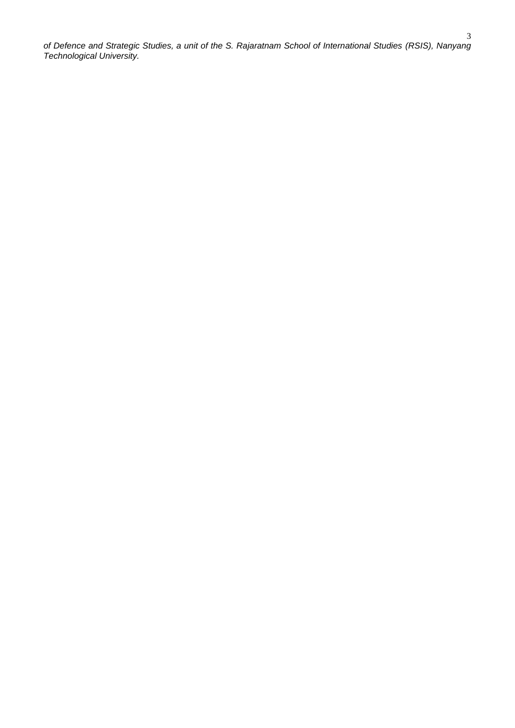*of Defence and Strategic Studies, a unit of the S. Rajaratnam School of International Studies (RSIS), Nanyang Technological University.*